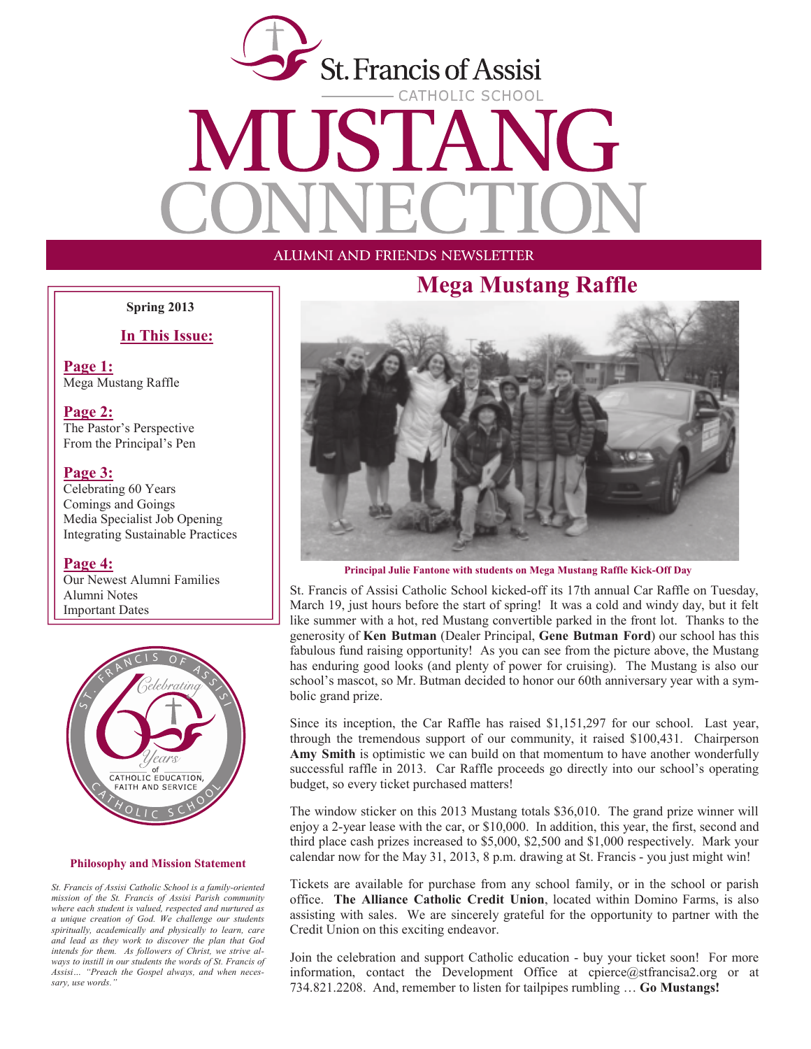St. Francis of Assisi

CATHOLIC SCHOOL

# MUSTANG CONNECTION

ALUMNI AND FRIENDS NEWSLETTER

**Spring 2013**

**In This Issue:**

**Page 1:**
Mega Mustang Raffle

**Page 2:**
The Pastor's Perspective
From the Principal's Pen

**Page 3:**
Celebrating 60 Years
Comings and Goings
Media Specialist Job Opening
Integrating Sustainable Practices

**Page 4:**
Our Newest Alumni Families
Alumni Notes
Important Dates

ST. FRANCIS OF ASSISI CATHOLIC SCHOOL
Celebrating 60 Years of CATHOLIC EDUCATION, FAITH AND SERVICE

**Philosophy and Mission Statement**

*St. Francis of Assisi Catholic School is a family-oriented mission of the St. Francis of Assisi Parish community where each student is valued, respected and nurtured as a unique creation of God. We challenge our students spiritually, academically and physically to learn, care and lead as they work to discover the plan that God intends for them. As followers of Christ, we strive always to instill in our students the words of St. Francis of Assisi… "Preach the Gospel always, and when necessary, use words."*

## Mega Mustang Raffle

**Principal Julie Fantone with students on Mega Mustang Raffle Kick-Off Day**

St. Francis of Assisi Catholic School kicked-off its 17th annual Car Raffle on Tuesday, March 19, just hours before the start of spring! It was a cold and windy day, but it felt like summer with a hot, red Mustang convertible parked in the front lot. Thanks to the generosity of **Ken Butman** (Dealer Principal, **Gene Butman Ford**) our school has this fabulous fund raising opportunity! As you can see from the picture above, the Mustang has enduring good looks (and plenty of power for cruising). The Mustang is also our school's mascot, so Mr. Butman decided to honor our 60th anniversary year with a symbolic grand prize.

Since its inception, the Car Raffle has raised $1,151,297 for our school. Last year, through the tremendous support of our community, it raised $100,431. Chairperson **Amy Smith** is optimistic we can build on that momentum to have another wonderfully successful raffle in 2013. Car Raffle proceeds go directly into our school's operating budget, so every ticket purchased matters!

The window sticker on this 2013 Mustang totals $36,010. The grand prize winner will enjoy a 2-year lease with the car, or $10,000. In addition, this year, the first, second and third place cash prizes increased to $5,000, $2,500 and $1,000 respectively. Mark your calendar now for the May 31, 2013, 8 p.m. drawing at St. Francis - you just might win!

Tickets are available for purchase from any school family, or in the school or parish office. **The Alliance Catholic Credit Union**, located within Domino Farms, is also assisting with sales. We are sincerely grateful for the opportunity to partner with the Credit Union on this exciting endeavor.

Join the celebration and support Catholic education - buy your ticket soon! For more information, contact the Development Office at cpierce@stfrancisa2.org or at 734.821.2208. And, remember to listen for tailpipes rumbling … **Go Mustangs!**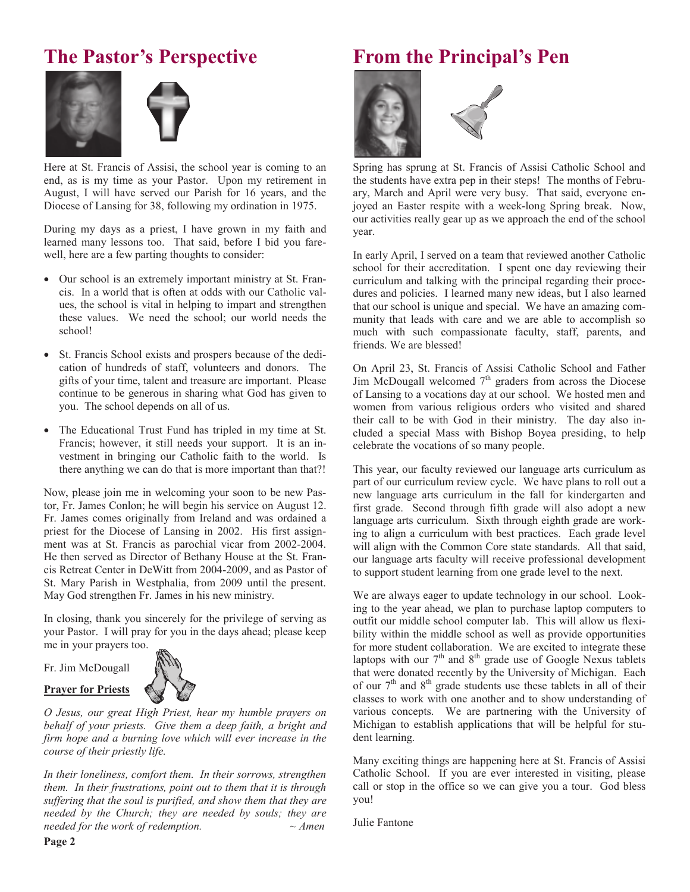# The Pastor's Perspective

Here at St. Francis of Assisi, the school year is coming to an end, as is my time as your Pastor. Upon my retirement in August, I will have served our Parish for 16 years, and the Diocese of Lansing for 38, following my ordination in 1975.

During my days as a priest, I have grown in my faith and learned many lessons too. That said, before I bid you farewell, here are a few parting thoughts to consider:

- Our school is an extremely important ministry at St. Francis. In a world that is often at odds with our Catholic values, the school is vital in helping to impart and strengthen these values. We need the school; our world needs the school!
- St. Francis School exists and prospers because of the dedication of hundreds of staff, volunteers and donors. The gifts of your time, talent and treasure are important. Please continue to be generous in sharing what God has given to you. The school depends on all of us.
- The Educational Trust Fund has tripled in my time at St. Francis; however, it still needs your support. It is an investment in bringing our Catholic faith to the world. Is there anything we can do that is more important than that?!

Now, please join me in welcoming your soon to be new Pastor, Fr. James Conlon; he will begin his service on August 12. Fr. James comes originally from Ireland and was ordained a priest for the Diocese of Lansing in 2002. His first assignment was at St. Francis as parochial vicar from 2002-2004. He then served as Director of Bethany House at the St. Francis Retreat Center in DeWitt from 2004-2009, and as Pastor of St. Mary Parish in Westphalia, from 2009 until the present. May God strengthen Fr. James in his new ministry.

In closing, thank you sincerely for the privilege of serving as your Pastor. I will pray for you in the days ahead; please keep me in your prayers too.

Fr. Jim McDougall

**Prayer for Priests**

*O Jesus, our great High Priest, hear my humble prayers on behalf of your priests. Give them a deep faith, a bright and firm hope and a burning love which will ever increase in the course of their priestly life.*

*In their loneliness, comfort them. In their sorrows, strengthen them. In their frustrations, point out to them that it is through suffering that the soul is purified, and show them that they are needed by the Church; they are needed by souls; they are needed for the work of redemption.* ~ *Amen*

# From the Principal's Pen

Spring has sprung at St. Francis of Assisi Catholic School and the students have extra pep in their steps! The months of February, March and April were very busy. That said, everyone enjoyed an Easter respite with a week-long Spring break. Now, our activities really gear up as we approach the end of the school year.

In early April, I served on a team that reviewed another Catholic school for their accreditation. I spent one day reviewing their curriculum and talking with the principal regarding their procedures and policies. I learned many new ideas, but I also learned that our school is unique and special. We have an amazing community that leads with care and we are able to accomplish so much with such compassionate faculty, staff, parents, and friends. We are blessed!

On April 23, St. Francis of Assisi Catholic School and Father Jim McDougall welcomed 7th graders from across the Diocese of Lansing to a vocations day at our school. We hosted men and women from various religious orders who visited and shared their call to be with God in their ministry. The day also included a special Mass with Bishop Boyea presiding, to help celebrate the vocations of so many people.

This year, our faculty reviewed our language arts curriculum as part of our curriculum review cycle. We have plans to roll out a new language arts curriculum in the fall for kindergarten and first grade. Second through fifth grade will also adopt a new language arts curriculum. Sixth through eighth grade are working to align a curriculum with best practices. Each grade level will align with the Common Core state standards. All that said, our language arts faculty will receive professional development to support student learning from one grade level to the next.

We are always eager to update technology in our school. Looking to the year ahead, we plan to purchase laptop computers to outfit our middle school computer lab. This will allow us flexibility within the middle school as well as provide opportunities for more student collaboration. We are excited to integrate these laptops with our 7th and 8th grade use of Google Nexus tablets that were donated recently by the University of Michigan. Each of our 7th and 8th grade students use these tablets in all of their classes to work with one another and to show understanding of various concepts. We are partnering with the University of Michigan to establish applications that will be helpful for student learning.

Many exciting things are happening here at St. Francis of Assisi Catholic School. If you are ever interested in visiting, please call or stop in the office so we can give you a tour. God bless you!

Julie Fantone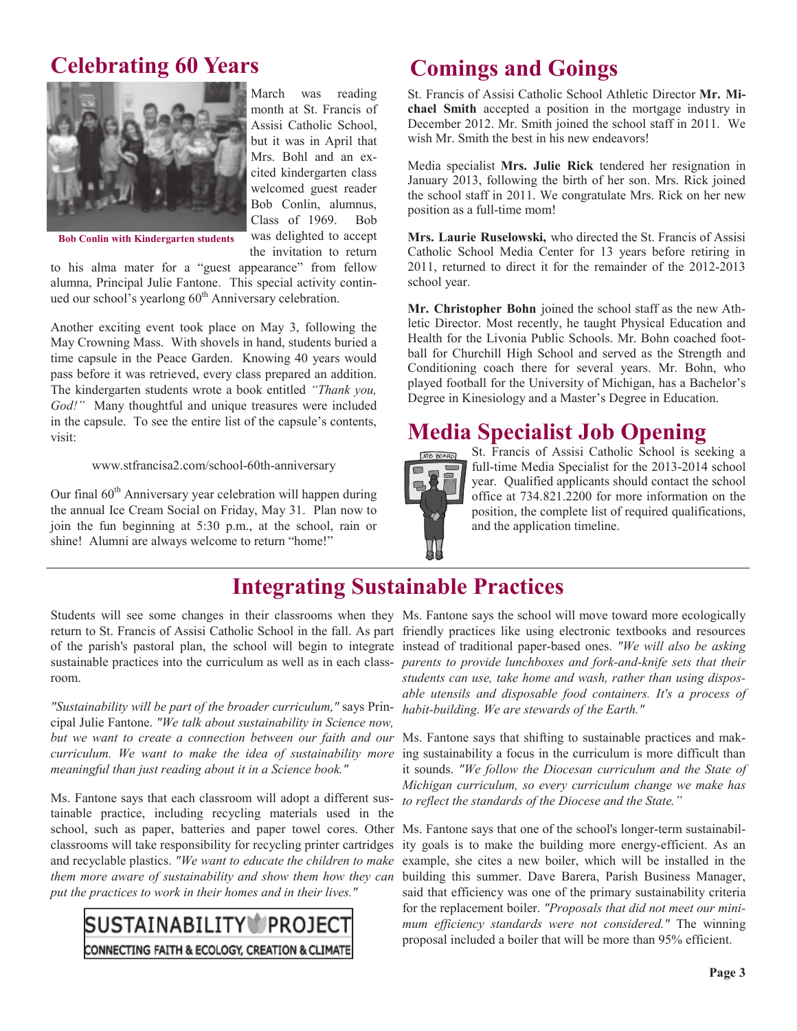## Celebrating 60 Years

Bob Conlin with Kindergarten students

March was reading month at St. Francis of Assisi Catholic School, but it was in April that Mrs. Bohl and an excited kindergarten class welcomed guest reader Bob Conlin, alumnus, Class of 1969. Bob was delighted to accept the invitation to return to his alma mater for a "guest appearance" from fellow alumna, Principal Julie Fantone. This special activity continued our school's yearlong 60th Anniversary celebration.

Another exciting event took place on May 3, following the May Crowning Mass. With shovels in hand, students buried a time capsule in the Peace Garden. Knowing 40 years would pass before it was retrieved, every class prepared an addition. The kindergarten students wrote a book entitled *"Thank you, God!"* Many thoughtful and unique treasures were included in the capsule. To see the entire list of the capsule's contents, visit:

www.stfrancisa2.com/school-60th-anniversary

Our final 60th Anniversary year celebration will happen during the annual Ice Cream Social on Friday, May 31. Plan now to join the fun beginning at 5:30 p.m., at the school, rain or shine! Alumni are always welcome to return "home!"

## Comings and Goings

St. Francis of Assisi Catholic School Athletic Director **Mr. Michael Smith** accepted a position in the mortgage industry in December 2012. Mr. Smith joined the school staff in 2011. We wish Mr. Smith the best in his new endeavors!

Media specialist **Mrs. Julie Rick** tendered her resignation in January 2013, following the birth of her son. Mrs. Rick joined the school staff in 2011. We congratulate Mrs. Rick on her new position as a full-time mom!

**Mrs. Laurie Ruselowski,** who directed the St. Francis of Assisi Catholic School Media Center for 13 years before retiring in 2011, returned to direct it for the remainder of the 2012-2013 school year.

**Mr. Christopher Bohn** joined the school staff as the new Athletic Director. Most recently, he taught Physical Education and Health for the Livonia Public Schools. Mr. Bohn coached football for Churchill High School and served as the Strength and Conditioning coach there for several years. Mr. Bohn, who played football for the University of Michigan, has a Bachelor's Degree in Kinesiology and a Master's Degree in Education.

## Media Specialist Job Opening

St. Francis of Assisi Catholic School is seeking a full-time Media Specialist for the 2013-2014 school year. Qualified applicants should contact the school office at 734.821.2200 for more information on the position, the complete list of required qualifications, and the application timeline.

## Integrating Sustainable Practices

Students will see some changes in their classrooms when they return to St. Francis of Assisi Catholic School in the fall. As part of the parish's pastoral plan, the school will begin to integrate sustainable practices into the curriculum as well as in each classroom.

*"Sustainability will be part of the broader curriculum,"* says Principal Julie Fantone. *"We talk about sustainability in Science now, but we want to create a connection between our faith and our curriculum. We want to make the idea of sustainability more meaningful than just reading about it in a Science book."*

Ms. Fantone says that each classroom will adopt a different sustainable practice, including recycling materials used in the school, such as paper, batteries and paper towel cores. Other classrooms will take responsibility for recycling printer cartridges and recyclable plastics. *"We want to educate the children to make them more aware of sustainability and show them how they can put the practices to work in their homes and in their lives."*

SUSTAINABILITY PROJECT
CONNECTING FAITH & ECOLOGY, CREATION & CLIMATE

Ms. Fantone says the school will move toward more ecologically friendly practices like using electronic textbooks and resources instead of traditional paper-based ones. *"We will also be asking parents to provide lunchboxes and fork-and-knife sets that their students can use, take home and wash, rather than using disposable utensils and disposable food containers. It's a process of habit-building. We are stewards of the Earth."*

Ms. Fantone says that shifting to sustainable practices and making sustainability a focus in the curriculum is more difficult than it sounds. *"We follow the Diocesan curriculum and the State of Michigan curriculum, so every curriculum change we make has to reflect the standards of the Diocese and the State."*

Ms. Fantone says that one of the school's longer-term sustainability goals is to make the building more energy-efficient. As an example, she cites a new boiler, which will be installed in the building this summer. Dave Barera, Parish Business Manager, said that efficiency was one of the primary sustainability criteria for the replacement boiler. *"Proposals that did not meet our minimum efficiency standards were not considered."* The winning proposal included a boiler that will be more than 95% efficient.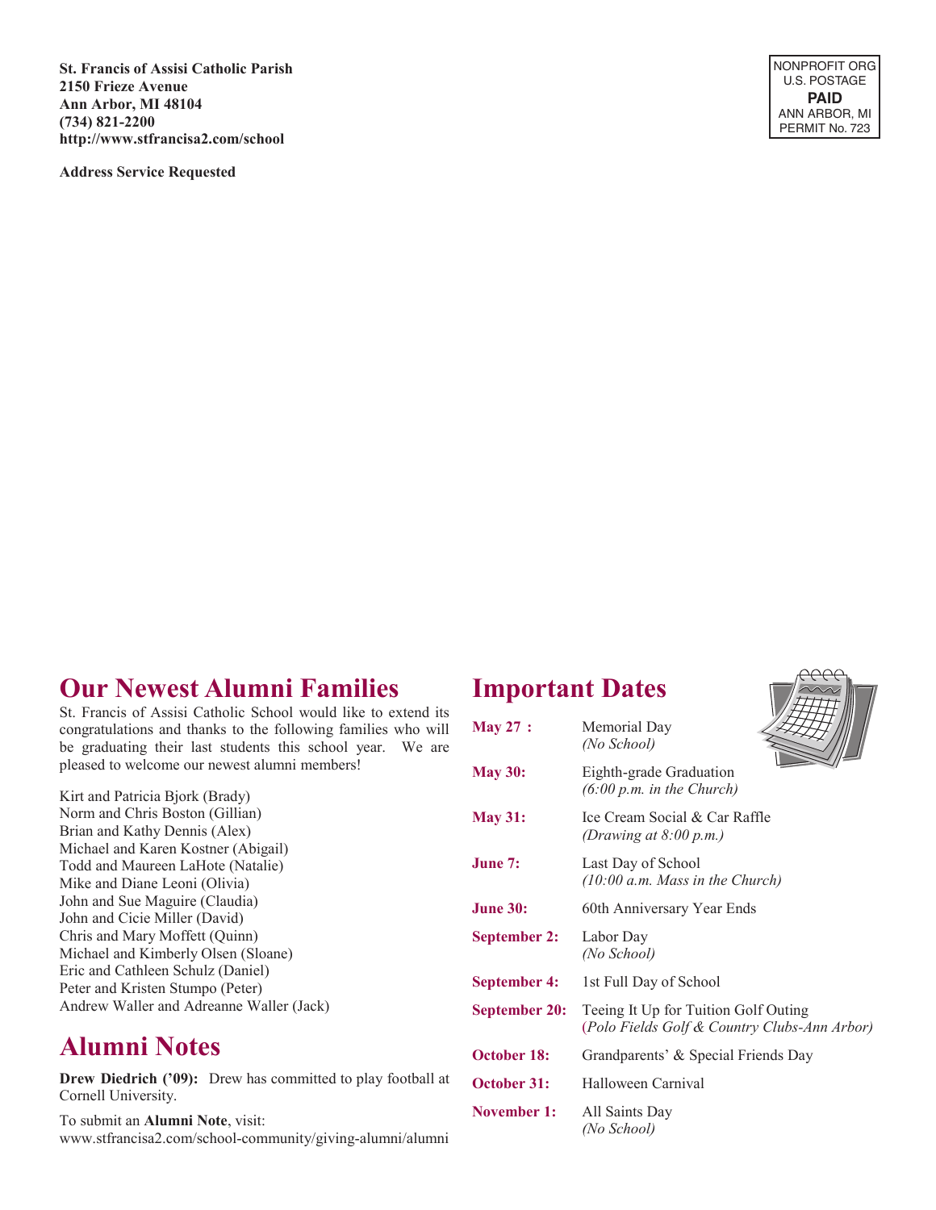**St. Francis of Assisi Catholic Parish**
**2150 Frieze Avenue**
**Ann Arbor, MI 48104**
**(734) 821-2200**
**http://www.stfrancisa2.com/school**

**Address Service Requested**

NONPROFIT ORG
U.S. POSTAGE
**PAID**
ANN ARBOR, MI
PERMIT No. 723

## Our Newest Alumni Families

St. Francis of Assisi Catholic School would like to extend its congratulations and thanks to the following families who will be graduating their last students this school year. We are pleased to welcome our newest alumni members!

Kirt and Patricia Bjork (Brady)
Norm and Chris Boston (Gillian)
Brian and Kathy Dennis (Alex)
Michael and Karen Kostner (Abigail)
Todd and Maureen LaHote (Natalie)
Mike and Diane Leoni (Olivia)
John and Sue Maguire (Claudia)
John and Cicie Miller (David)
Chris and Mary Moffett (Quinn)
Michael and Kimberly Olsen (Sloane)
Eric and Cathleen Schulz (Daniel)
Peter and Kristen Stumpo (Peter)
Andrew Waller and Adreanne Waller (Jack)

## Alumni Notes

**Drew Diedrich ('09):** Drew has committed to play football at Cornell University.

To submit an **Alumni Note**, visit:
www.stfrancisa2.com/school-community/giving-alumni/alumni

## Important Dates

**May 27 :** Memorial Day
*(No School)*

**May 30:** Eighth-grade Graduation
*(6:00 p.m. in the Church)*

**May 31:** Ice Cream Social & Car Raffle
*(Drawing at 8:00 p.m.)*

**June 7:** Last Day of School
*(10:00 a.m. Mass in the Church)*

**June 30:** 60th Anniversary Year Ends

**September 2:** Labor Day
*(No School)*

**September 4:** 1st Full Day of School

**September 20:** Teeing It Up for Tuition Golf Outing
*(Polo Fields Golf & Country Clubs-Ann Arbor)*

**October 18:** Grandparents' & Special Friends Day

**October 31:** Halloween Carnival

**November 1:** All Saints Day
*(No School)*